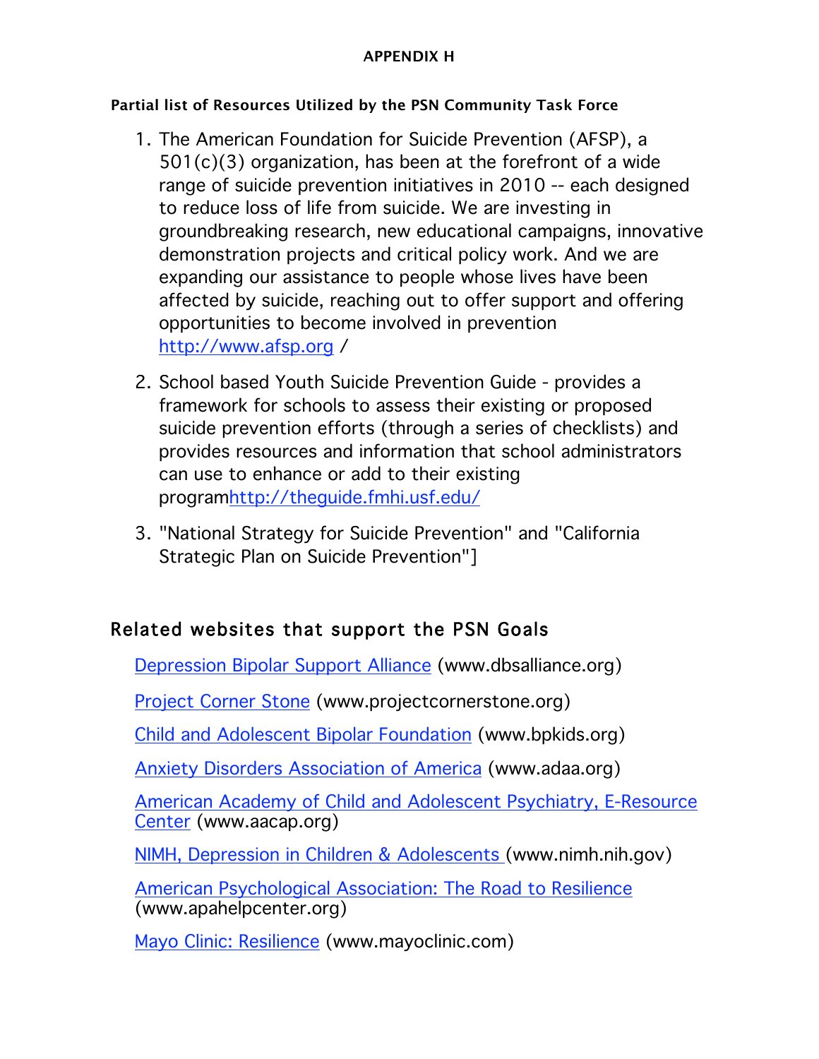**APPENDIX H**

**Partial list of Resources Utilized by the PSN Community Task Force**

1. The American Foundation for Suicide Prevention (AFSP), a 501(c)(3) organization, has been at the forefront of a wide range of suicide prevention initiatives in 2010 -- each designed to reduce loss of life from suicide. We are investing in groundbreaking research, new educational campaigns, innovative demonstration projects and critical policy work. And we are expanding our assistance to people whose lives have been affected by suicide, reaching out to offer support and offering opportunities to become involved in prevention [http://www.afsp.org](http://www.afsp.org) /
2. School based Youth Suicide Prevention Guide - provides a framework for schools to assess their existing or proposed suicide prevention efforts (through a series of checklists) and provides resources and information that school administrators can use to enhance or add to their existing program[http://theguide.fmhi.usf.edu/](http://theguide.fmhi.usf.edu/)
3. "National Strategy for Suicide Prevention" and "California Strategic Plan on Suicide Prevention"]

## Related websites that support the PSN Goals

[Depression Bipolar Support Alliance](http://www.dbsalliance.org) (www.dbsalliance.org)

[Project Corner Stone](http://www.projectcornerstone.org) (www.projectcornerstone.org)

[Child and Adolescent Bipolar Foundation](http://www.bpkids.org) (www.bpkids.org)

[Anxiety Disorders Association of America](http://www.adaa.org) (www.adaa.org)

[American Academy of Child and Adolescent Psychiatry, E-Resource Center](http://www.aacap.org) (www.aacap.org)

[NIMH, Depression in Children & Adolescents](http://www.nimh.nih.gov) (www.nimh.nih.gov)

[American Psychological Association: The Road to Resilience](http://www.apahelpcenter.org) (www.apahelpcenter.org)

[Mayo Clinic: Resilience](http://www.mayoclinic.com) (www.mayoclinic.com)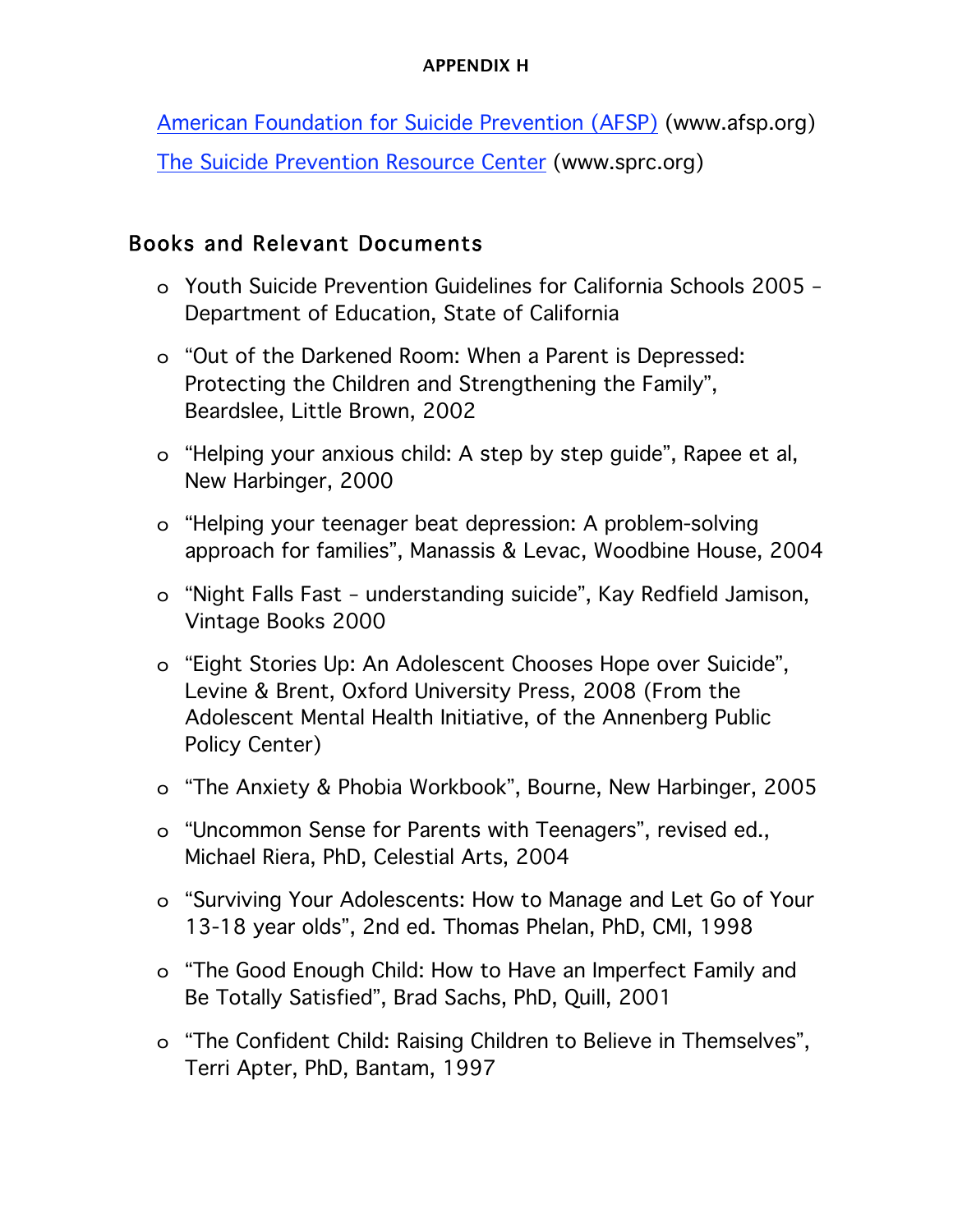# APPENDIX H

[American Foundation for Suicide Prevention (AFSP)](http://www.afsp.org) (www.afsp.org)

[The Suicide Prevention Resource Center](http://www.sprc.org) (www.sprc.org)

## Books and Relevant Documents

- Youth Suicide Prevention Guidelines for California Schools 2005 – Department of Education, State of California
- "Out of the Darkened Room: When a Parent is Depressed: Protecting the Children and Strengthening the Family", Beardslee, Little Brown, 2002
- "Helping your anxious child: A step by step guide", Rapee et al, New Harbinger, 2000
- "Helping your teenager beat depression: A problem-solving approach for families", Manassis & Levac, Woodbine House, 2004
- "Night Falls Fast – understanding suicide", Kay Redfield Jamison, Vintage Books 2000
- "Eight Stories Up: An Adolescent Chooses Hope over Suicide", Levine & Brent, Oxford University Press, 2008 (From the Adolescent Mental Health Initiative, of the Annenberg Public Policy Center)
- "The Anxiety & Phobia Workbook", Bourne, New Harbinger, 2005
- "Uncommon Sense for Parents with Teenagers", revised ed., Michael Riera, PhD, Celestial Arts, 2004
- "Surviving Your Adolescents: How to Manage and Let Go of Your 13-18 year olds", 2nd ed. Thomas Phelan, PhD, CMI, 1998
- "The Good Enough Child: How to Have an Imperfect Family and Be Totally Satisfied", Brad Sachs, PhD, Quill, 2001
- "The Confident Child: Raising Children to Believe in Themselves", Terri Apter, PhD, Bantam, 1997